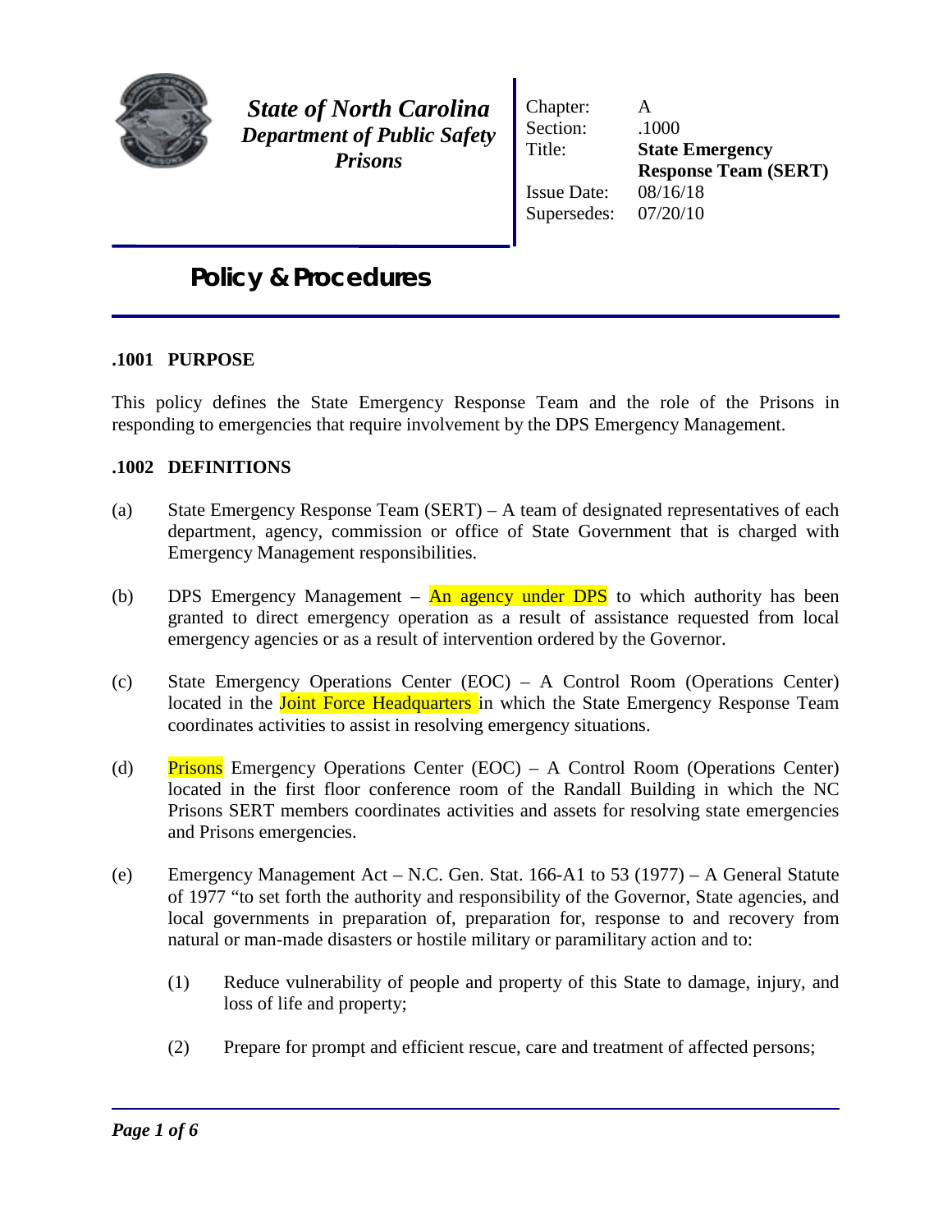**State of North Carolina**
***Department of Public Safety***
***Prisons***

| | |
|---|---|
| Chapter: | A |
| Section: | .1000 |
| Title: | **State Emergency Response Team (SERT)** |
| Issue Date: | 08/16/18 |
| Supersedes: | 07/20/10 |

# Policy & Procedures

## .1001 PURPOSE

This policy defines the State Emergency Response Team and the role of the Prisons in responding to emergencies that require involvement by the DPS Emergency Management.

## .1002 DEFINITIONS

(a) State Emergency Response Team (SERT) – A team of designated representatives of each department, agency, commission or office of State Government that is charged with Emergency Management responsibilities.

(b) DPS Emergency Management – An agency under DPS to which authority has been granted to direct emergency operation as a result of assistance requested from local emergency agencies or as a result of intervention ordered by the Governor.

(c) State Emergency Operations Center (EOC) – A Control Room (Operations Center) located in the Joint Force Headquarters in which the State Emergency Response Team coordinates activities to assist in resolving emergency situations.

(d) Prisons Emergency Operations Center (EOC) – A Control Room (Operations Center) located in the first floor conference room of the Randall Building in which the NC Prisons SERT members coordinates activities and assets for resolving state emergencies and Prisons emergencies.

(e) Emergency Management Act – N.C. Gen. Stat. 166-A1 to 53 (1977) – A General Statute of 1977 "to set forth the authority and responsibility of the Governor, State agencies, and local governments in preparation of, preparation for, response to and recovery from natural or man-made disasters or hostile military or paramilitary action and to:

   (1) Reduce vulnerability of people and property of this State to damage, injury, and loss of life and property;

   (2) Prepare for prompt and efficient rescue, care and treatment of affected persons;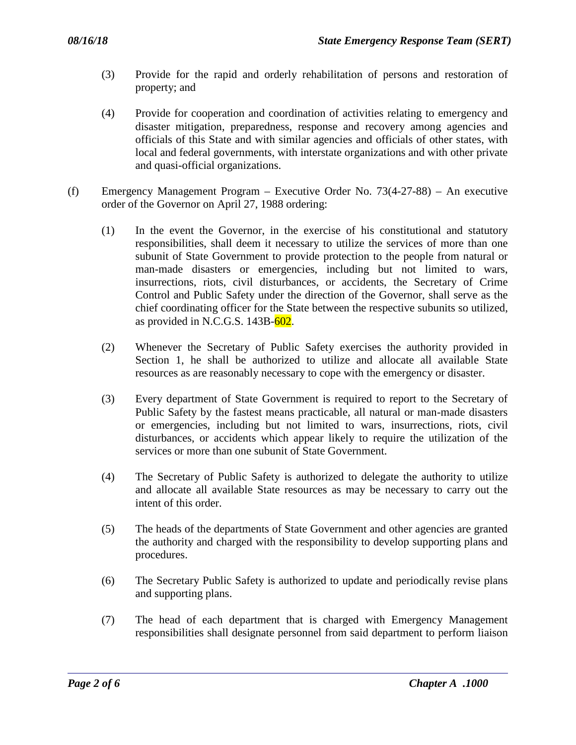(3) Provide for the rapid and orderly rehabilitation of persons and restoration of property; and

(4) Provide for cooperation and coordination of activities relating to emergency and disaster mitigation, preparedness, response and recovery among agencies and officials of this State and with similar agencies and officials of other states, with local and federal governments, with interstate organizations and with other private and quasi-official organizations.

(f) Emergency Management Program – Executive Order No. 73(4-27-88) – An executive order of the Governor on April 27, 1988 ordering:

(1) In the event the Governor, in the exercise of his constitutional and statutory responsibilities, shall deem it necessary to utilize the services of more than one subunit of State Government to provide protection to the people from natural or man-made disasters or emergencies, including but not limited to wars, insurrections, riots, civil disturbances, or accidents, the Secretary of Crime Control and Public Safety under the direction of the Governor, shall serve as the chief coordinating officer for the State between the respective subunits so utilized, as provided in N.C.G.S. 143B-602.

(2) Whenever the Secretary of Public Safety exercises the authority provided in Section 1, he shall be authorized to utilize and allocate all available State resources as are reasonably necessary to cope with the emergency or disaster.

(3) Every department of State Government is required to report to the Secretary of Public Safety by the fastest means practicable, all natural or man-made disasters or emergencies, including but not limited to wars, insurrections, riots, civil disturbances, or accidents which appear likely to require the utilization of the services or more than one subunit of State Government.

(4) The Secretary of Public Safety is authorized to delegate the authority to utilize and allocate all available State resources as may be necessary to carry out the intent of this order.

(5) The heads of the departments of State Government and other agencies are granted the authority and charged with the responsibility to develop supporting plans and procedures.

(6) The Secretary Public Safety is authorized to update and periodically revise plans and supporting plans.

(7) The head of each department that is charged with Emergency Management responsibilities shall designate personnel from said department to perform liaison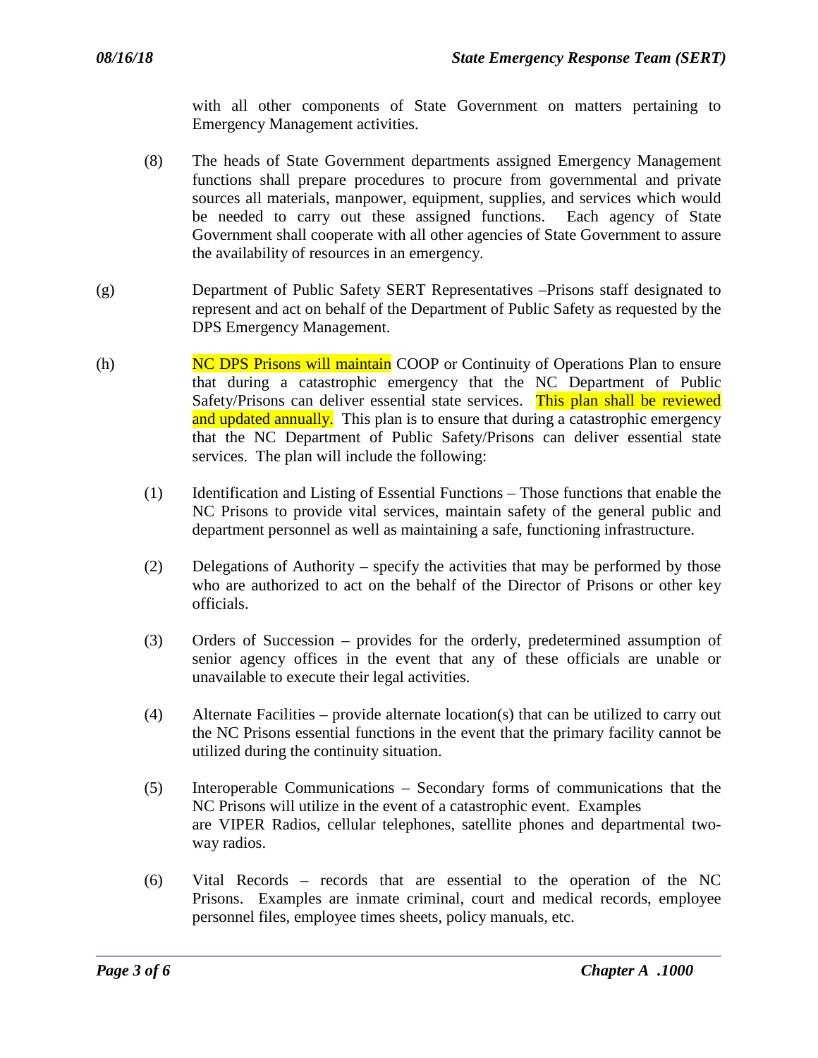with all other components of State Government on matters pertaining to Emergency Management activities.

(8) The heads of State Government departments assigned Emergency Management functions shall prepare procedures to procure from governmental and private sources all materials, manpower, equipment, supplies, and services which would be needed to carry out these assigned functions. Each agency of State Government shall cooperate with all other agencies of State Government to assure the availability of resources in an emergency.

(g) Department of Public Safety SERT Representatives –Prisons staff designated to represent and act on behalf of the Department of Public Safety as requested by the DPS Emergency Management.

(h) NC DPS Prisons will maintain COOP or Continuity of Operations Plan to ensure that during a catastrophic emergency that the NC Department of Public Safety/Prisons can deliver essential state services. This plan shall be reviewed and updated annually. This plan is to ensure that during a catastrophic emergency that the NC Department of Public Safety/Prisons can deliver essential state services. The plan will include the following:

(1) Identification and Listing of Essential Functions – Those functions that enable the NC Prisons to provide vital services, maintain safety of the general public and department personnel as well as maintaining a safe, functioning infrastructure.

(2) Delegations of Authority – specify the activities that may be performed by those who are authorized to act on the behalf of the Director of Prisons or other key officials.

(3) Orders of Succession – provides for the orderly, predetermined assumption of senior agency offices in the event that any of these officials are unable or unavailable to execute their legal activities.

(4) Alternate Facilities – provide alternate location(s) that can be utilized to carry out the NC Prisons essential functions in the event that the primary facility cannot be utilized during the continuity situation.

(5) Interoperable Communications – Secondary forms of communications that the NC Prisons will utilize in the event of a catastrophic event. Examples are VIPER Radios, cellular telephones, satellite phones and departmental two-way radios.

(6) Vital Records – records that are essential to the operation of the NC Prisons. Examples are inmate criminal, court and medical records, employee personnel files, employee times sheets, policy manuals, etc.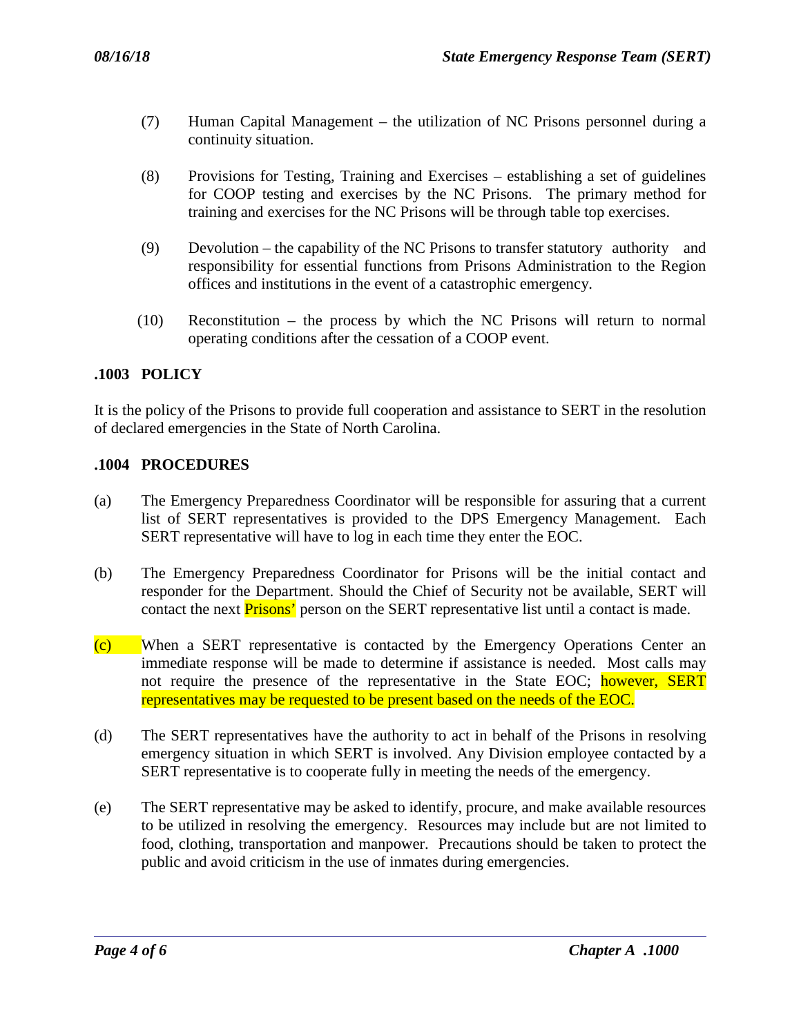(7) Human Capital Management – the utilization of NC Prisons personnel during a continuity situation.

(8) Provisions for Testing, Training and Exercises – establishing a set of guidelines for COOP testing and exercises by the NC Prisons. The primary method for training and exercises for the NC Prisons will be through table top exercises.

(9) Devolution – the capability of the NC Prisons to transfer statutory authority and responsibility for essential functions from Prisons Administration to the Region offices and institutions in the event of a catastrophic emergency.

(10) Reconstitution – the process by which the NC Prisons will return to normal operating conditions after the cessation of a COOP event.

## .1003 POLICY

It is the policy of the Prisons to provide full cooperation and assistance to SERT in the resolution of declared emergencies in the State of North Carolina.

## .1004 PROCEDURES

(a) The Emergency Preparedness Coordinator will be responsible for assuring that a current list of SERT representatives is provided to the DPS Emergency Management. Each SERT representative will have to log in each time they enter the EOC.

(b) The Emergency Preparedness Coordinator for Prisons will be the initial contact and responder for the Department. Should the Chief of Security not be available, SERT will contact the next Prisons' person on the SERT representative list until a contact is made.

(c) When a SERT representative is contacted by the Emergency Operations Center an immediate response will be made to determine if assistance is needed. Most calls may not require the presence of the representative in the State EOC; however, SERT representatives may be requested to be present based on the needs of the EOC.

(d) The SERT representatives have the authority to act in behalf of the Prisons in resolving emergency situation in which SERT is involved. Any Division employee contacted by a SERT representative is to cooperate fully in meeting the needs of the emergency.

(e) The SERT representative may be asked to identify, procure, and make available resources to be utilized in resolving the emergency. Resources may include but are not limited to food, clothing, transportation and manpower. Precautions should be taken to protect the public and avoid criticism in the use of inmates during emergencies.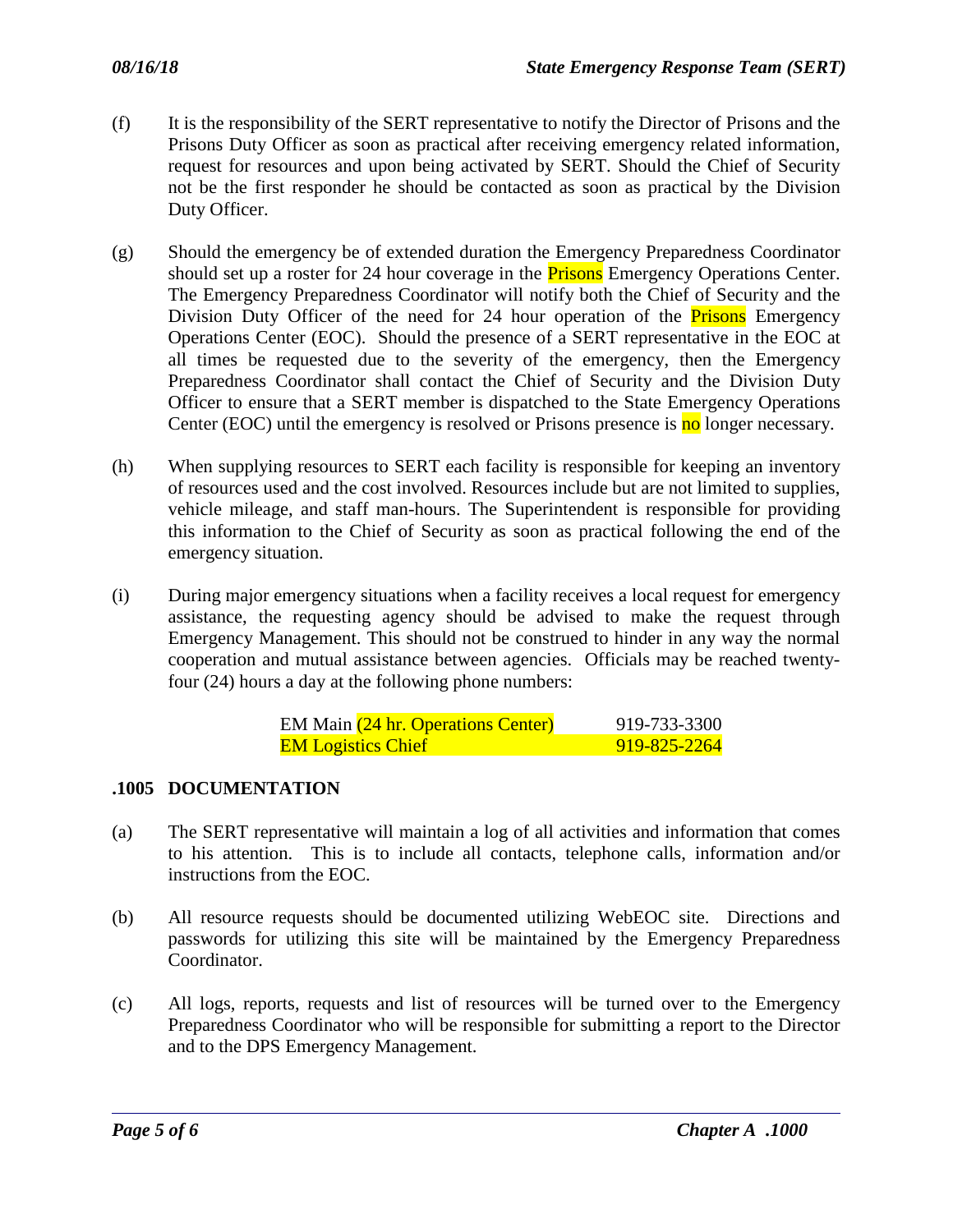(f) It is the responsibility of the SERT representative to notify the Director of Prisons and the Prisons Duty Officer as soon as practical after receiving emergency related information, request for resources and upon being activated by SERT. Should the Chief of Security not be the first responder he should be contacted as soon as practical by the Division Duty Officer.

(g) Should the emergency be of extended duration the Emergency Preparedness Coordinator should set up a roster for 24 hour coverage in the Prisons Emergency Operations Center. The Emergency Preparedness Coordinator will notify both the Chief of Security and the Division Duty Officer of the need for 24 hour operation of the Prisons Emergency Operations Center (EOC). Should the presence of a SERT representative in the EOC at all times be requested due to the severity of the emergency, then the Emergency Preparedness Coordinator shall contact the Chief of Security and the Division Duty Officer to ensure that a SERT member is dispatched to the State Emergency Operations Center (EOC) until the emergency is resolved or Prisons presence is no longer necessary.

(h) When supplying resources to SERT each facility is responsible for keeping an inventory of resources used and the cost involved. Resources include but are not limited to supplies, vehicle mileage, and staff man-hours. The Superintendent is responsible for providing this information to the Chief of Security as soon as practical following the end of the emergency situation.

(i) During major emergency situations when a facility receives a local request for emergency assistance, the requesting agency should be advised to make the request through Emergency Management. This should not be construed to hinder in any way the normal cooperation and mutual assistance between agencies. Officials may be reached twenty-four (24) hours a day at the following phone numbers:

| | |
|---|---|
| EM Main (24 hr. Operations Center) | 919-733-3300 |
| EM Logistics Chief | 919-825-2264 |

## .1005 DOCUMENTATION

(a) The SERT representative will maintain a log of all activities and information that comes to his attention. This is to include all contacts, telephone calls, information and/or instructions from the EOC.

(b) All resource requests should be documented utilizing WebEOC site. Directions and passwords for utilizing this site will be maintained by the Emergency Preparedness Coordinator.

(c) All logs, reports, requests and list of resources will be turned over to the Emergency Preparedness Coordinator who will be responsible for submitting a report to the Director and to the DPS Emergency Management.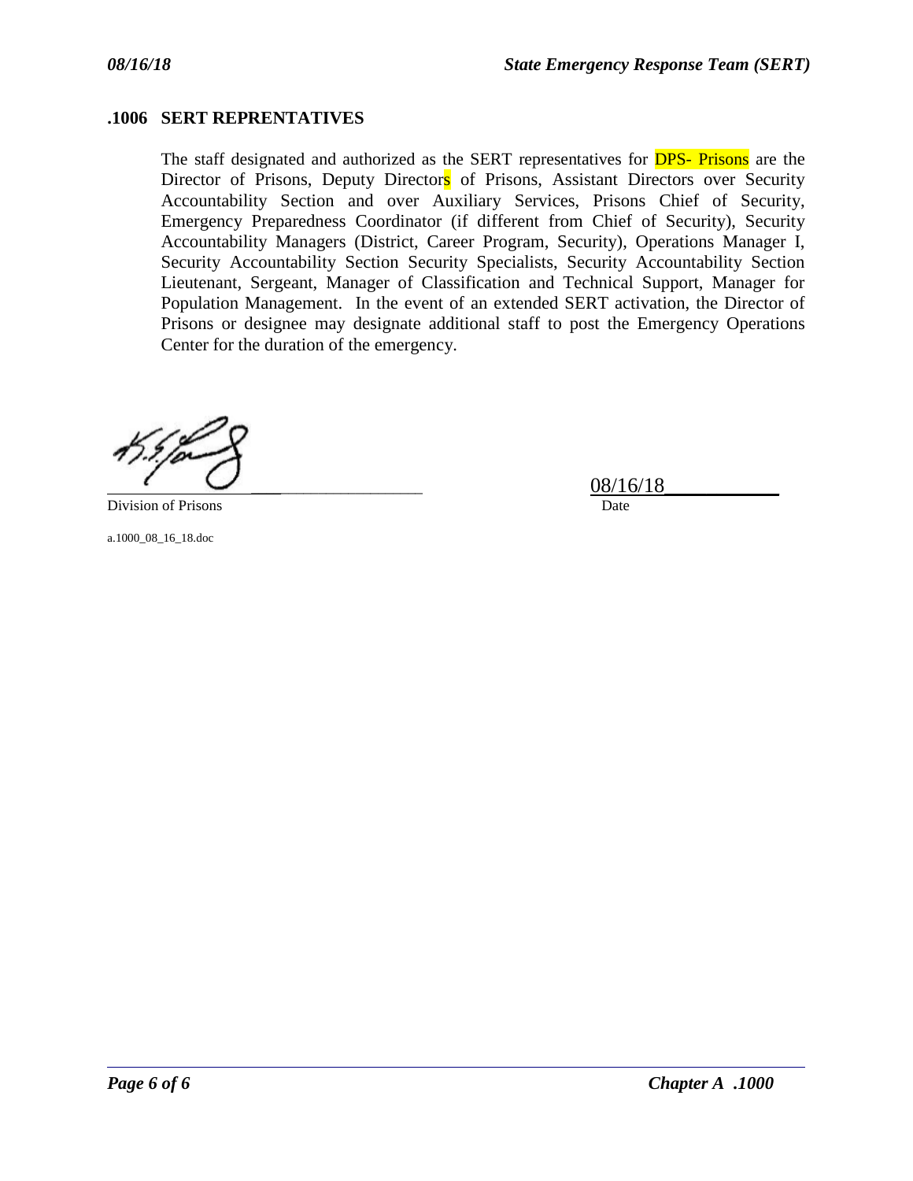## .1006 SERT REPRENTATIVES

The staff designated and authorized as the SERT representatives for DPS- Prisons are the Director of Prisons, Deputy Directors of Prisons, Assistant Directors over Security Accountability Section and over Auxiliary Services, Prisons Chief of Security, Emergency Preparedness Coordinator (if different from Chief of Security), Security Accountability Managers (District, Career Program, Security), Operations Manager I, Security Accountability Section Security Specialists, Security Accountability Section Lieutenant, Sergeant, Manager of Classification and Technical Support, Manager for Population Management. In the event of an extended SERT activation, the Director of Prisons or designee may designate additional staff to post the Emergency Operations Center for the duration of the emergency.

\_\_\_\_\_\_\_\_\_\_\_\_\_\_\_\_\_\_\_\_\_\_\_\_\_\_\_\_\_\_\_\_\_\_ 08/16/18\_\_\_\_\_\_\_\_\_\_\_

Division of Prisons Date

a.1000_08_16_18.doc